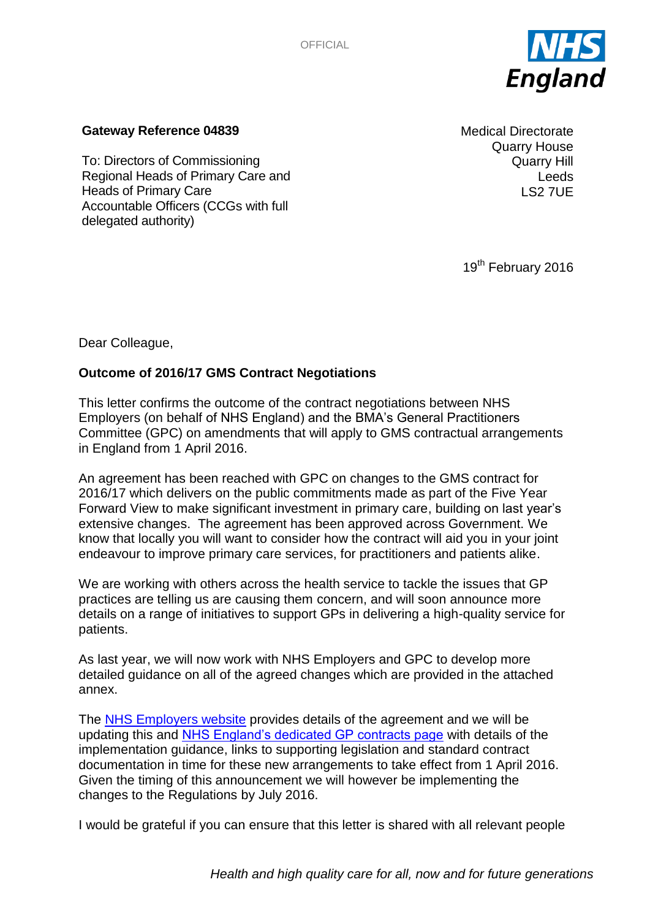OFFICIAL

**Gateway Reference 04839**

To: Directors of Commissioning
Regional Heads of Primary Care and Heads of Primary Care
Accountable Officers (CCGs with full delegated authority)

Medical Directorate
Quarry House
Quarry Hill
Leeds
LS2 7UE

19th February 2016

Dear Colleague,

**Outcome of 2016/17 GMS Contract Negotiations**

This letter confirms the outcome of the contract negotiations between NHS Employers (on behalf of NHS England) and the BMA's General Practitioners Committee (GPC) on amendments that will apply to GMS contractual arrangements in England from 1 April 2016.

An agreement has been reached with GPC on changes to the GMS contract for 2016/17 which delivers on the public commitments made as part of the Five Year Forward View to make significant investment in primary care, building on last year's extensive changes. The agreement has been approved across Government. We know that locally you will want to consider how the contract will aid you in your joint endeavour to improve primary care services, for practitioners and patients alike.

We are working with others across the health service to tackle the issues that GP practices are telling us are causing them concern, and will soon announce more details on a range of initiatives to support GPs in delivering a high-quality service for patients.

As last year, we will now work with NHS Employers and GPC to develop more detailed guidance on all of the agreed changes which are provided in the attached annex.

The NHS Employers website provides details of the agreement and we will be updating this and NHS England's dedicated GP contracts page with details of the implementation guidance, links to supporting legislation and standard contract documentation in time for these new arrangements to take effect from 1 April 2016. Given the timing of this announcement we will however be implementing the changes to the Regulations by July 2016.

I would be grateful if you can ensure that this letter is shared with all relevant people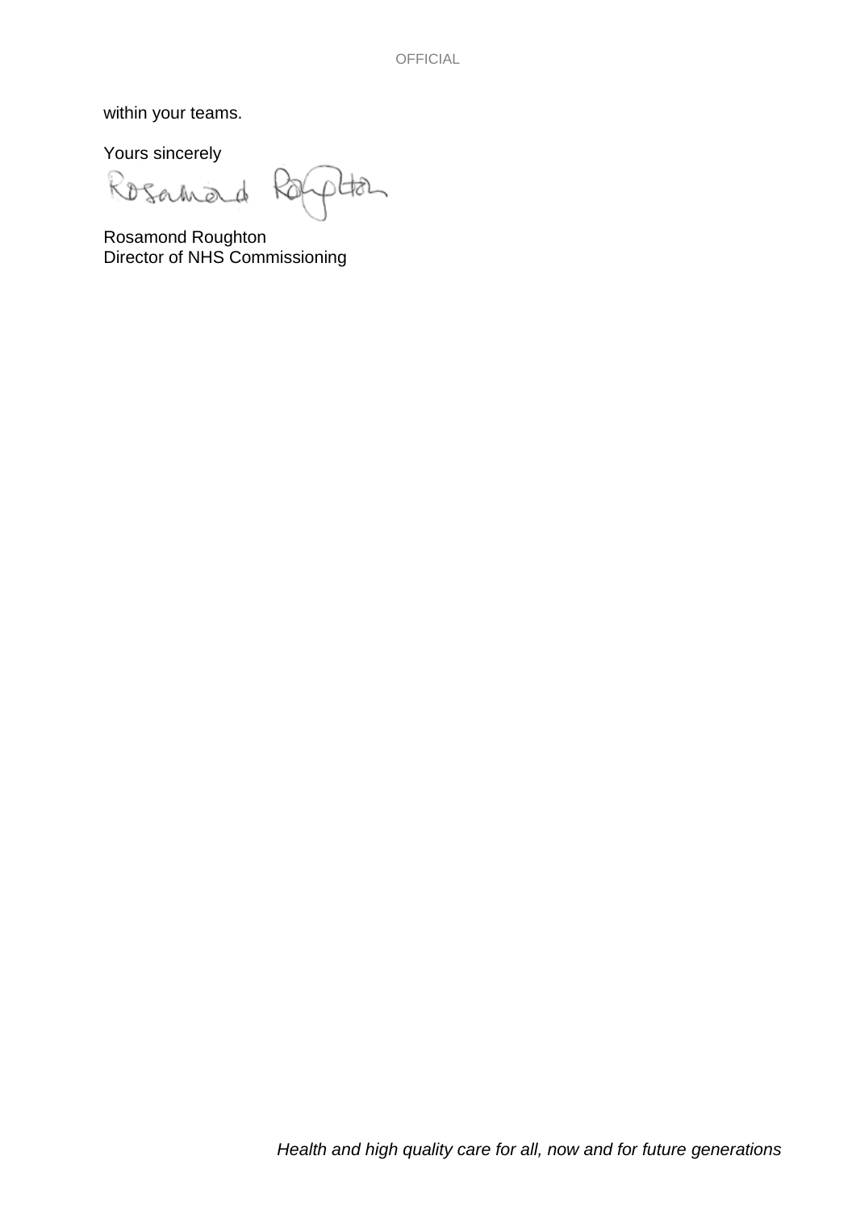within your teams.

Yours sincerely

Rosamond Roughton
Director of NHS Commissioning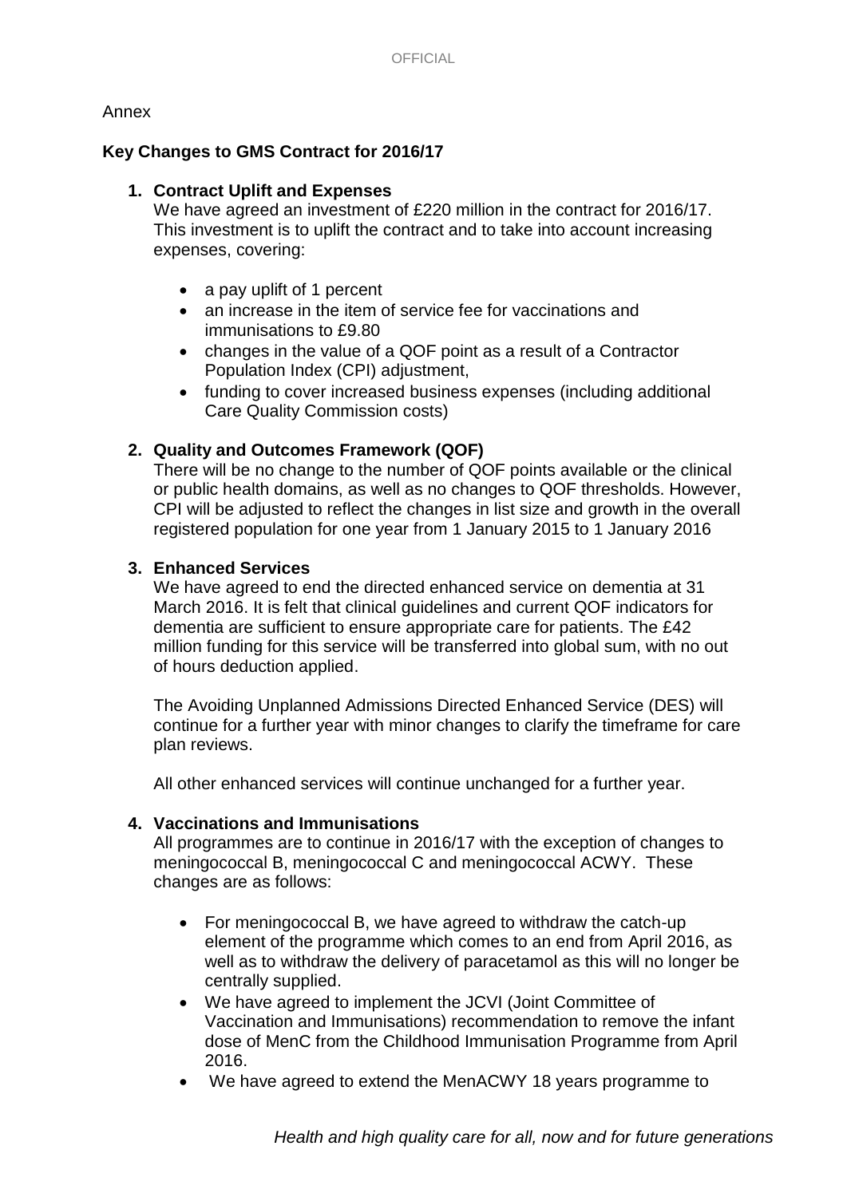Annex

**Key Changes to GMS Contract for 2016/17**

1. **Contract Uplift and Expenses**
   We have agreed an investment of £220 million in the contract for 2016/17. This investment is to uplift the contract and to take into account increasing expenses, covering:

   - a pay uplift of 1 percent
   - an increase in the item of service fee for vaccinations and immunisations to £9.80
   - changes in the value of a QOF point as a result of a Contractor Population Index (CPI) adjustment,
   - funding to cover increased business expenses (including additional Care Quality Commission costs)

2. **Quality and Outcomes Framework (QOF)**
   There will be no change to the number of QOF points available or the clinical or public health domains, as well as no changes to QOF thresholds. However, CPI will be adjusted to reflect the changes in list size and growth in the overall registered population for one year from 1 January 2015 to 1 January 2016

3. **Enhanced Services**
   We have agreed to end the directed enhanced service on dementia at 31 March 2016. It is felt that clinical guidelines and current QOF indicators for dementia are sufficient to ensure appropriate care for patients. The £42 million funding for this service will be transferred into global sum, with no out of hours deduction applied.

   The Avoiding Unplanned Admissions Directed Enhanced Service (DES) will continue for a further year with minor changes to clarify the timeframe for care plan reviews.

   All other enhanced services will continue unchanged for a further year.

4. **Vaccinations and Immunisations**
   All programmes are to continue in 2016/17 with the exception of changes to meningococcal B, meningococcal C and meningococcal ACWY. These changes are as follows:

   - For meningococcal B, we have agreed to withdraw the catch-up element of the programme which comes to an end from April 2016, as well as to withdraw the delivery of paracetamol as this will no longer be centrally supplied.
   - We have agreed to implement the JCVI (Joint Committee of Vaccination and Immunisations) recommendation to remove the infant dose of MenC from the Childhood Immunisation Programme from April 2016.
   - We have agreed to extend the MenACWY 18 years programme to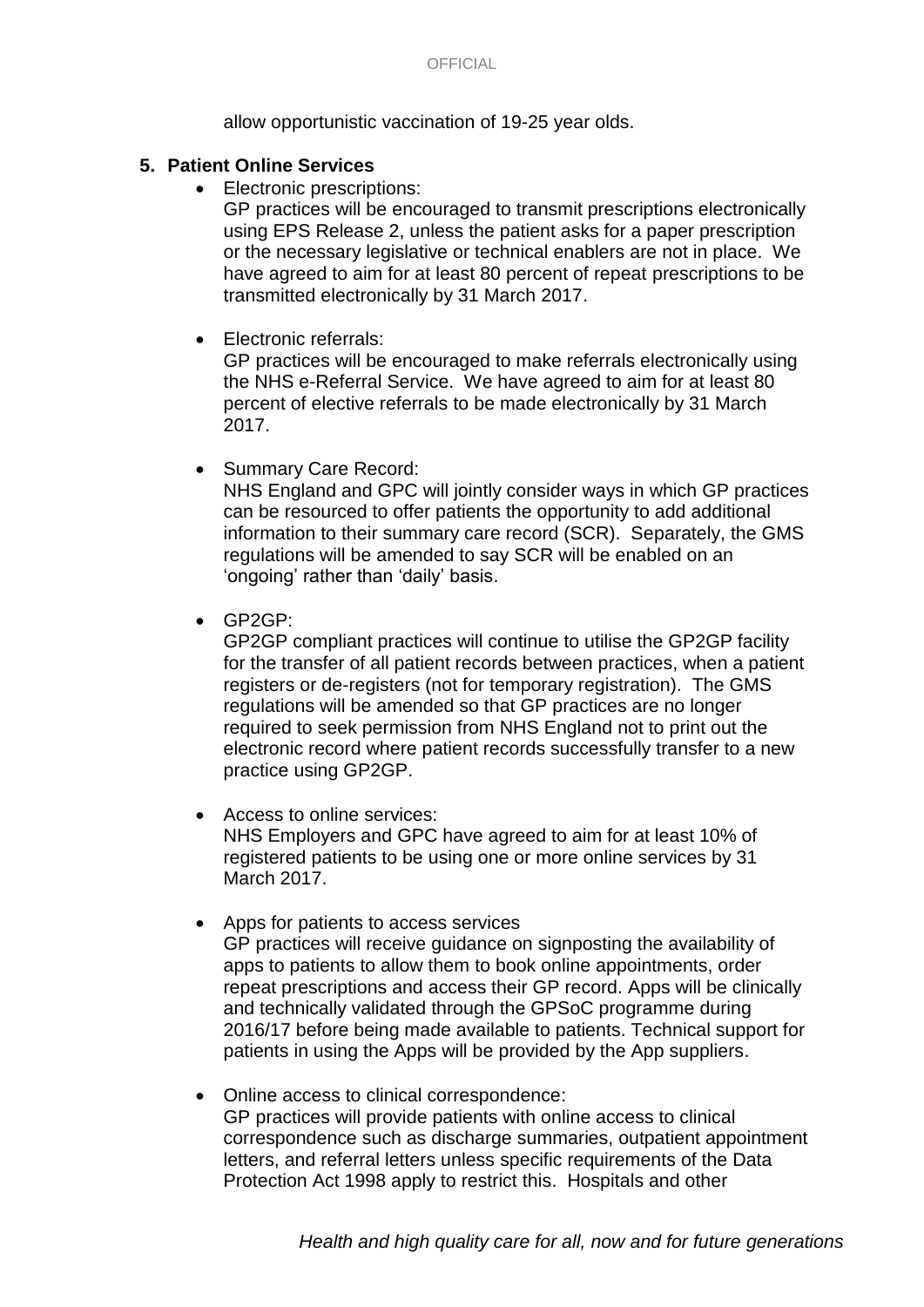allow opportunistic vaccination of 19-25 year olds.

**5. Patient Online Services**

- Electronic prescriptions:
  GP practices will be encouraged to transmit prescriptions electronically using EPS Release 2, unless the patient asks for a paper prescription or the necessary legislative or technical enablers are not in place. We have agreed to aim for at least 80 percent of repeat prescriptions to be transmitted electronically by 31 March 2017.

- Electronic referrals:
  GP practices will be encouraged to make referrals electronically using the NHS e-Referral Service. We have agreed to aim for at least 80 percent of elective referrals to be made electronically by 31 March 2017.

- Summary Care Record:
  NHS England and GPC will jointly consider ways in which GP practices can be resourced to offer patients the opportunity to add additional information to their summary care record (SCR). Separately, the GMS regulations will be amended to say SCR will be enabled on an 'ongoing' rather than 'daily' basis.

- GP2GP:
  GP2GP compliant practices will continue to utilise the GP2GP facility for the transfer of all patient records between practices, when a patient registers or de-registers (not for temporary registration). The GMS regulations will be amended so that GP practices are no longer required to seek permission from NHS England not to print out the electronic record where patient records successfully transfer to a new practice using GP2GP.

- Access to online services:
  NHS Employers and GPC have agreed to aim for at least 10% of registered patients to be using one or more online services by 31 March 2017.

- Apps for patients to access services
  GP practices will receive guidance on signposting the availability of apps to patients to allow them to book online appointments, order repeat prescriptions and access their GP record. Apps will be clinically and technically validated through the GPSoC programme during 2016/17 before being made available to patients. Technical support for patients in using the Apps will be provided by the App suppliers.

- Online access to clinical correspondence:
  GP practices will provide patients with online access to clinical correspondence such as discharge summaries, outpatient appointment letters, and referral letters unless specific requirements of the Data Protection Act 1998 apply to restrict this. Hospitals and other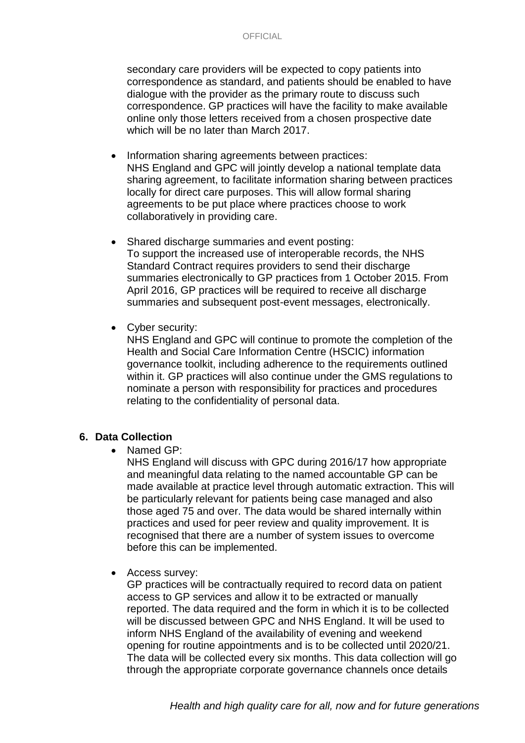secondary care providers will be expected to copy patients into correspondence as standard, and patients should be enabled to have dialogue with the provider as the primary route to discuss such correspondence. GP practices will have the facility to make available online only those letters received from a chosen prospective date which will be no later than March 2017.

- Information sharing agreements between practices:
  NHS England and GPC will jointly develop a national template data sharing agreement, to facilitate information sharing between practices locally for direct care purposes. This will allow formal sharing agreements to be put place where practices choose to work collaboratively in providing care.

- Shared discharge summaries and event posting:
  To support the increased use of interoperable records, the NHS Standard Contract requires providers to send their discharge summaries electronically to GP practices from 1 October 2015. From April 2016, GP practices will be required to receive all discharge summaries and subsequent post-event messages, electronically.

- Cyber security:
  NHS England and GPC will continue to promote the completion of the Health and Social Care Information Centre (HSCIC) information governance toolkit, including adherence to the requirements outlined within it. GP practices will also continue under the GMS regulations to nominate a person with responsibility for practices and procedures relating to the confidentiality of personal data.

## 6. Data Collection

- Named GP:
  NHS England will discuss with GPC during 2016/17 how appropriate and meaningful data relating to the named accountable GP can be made available at practice level through automatic extraction. This will be particularly relevant for patients being case managed and also those aged 75 and over. The data would be shared internally within practices and used for peer review and quality improvement. It is recognised that there are a number of system issues to overcome before this can be implemented.

- Access survey:
  GP practices will be contractually required to record data on patient access to GP services and allow it to be extracted or manually reported. The data required and the form in which it is to be collected will be discussed between GPC and NHS England. It will be used to inform NHS England of the availability of evening and weekend opening for routine appointments and is to be collected until 2020/21. The data will be collected every six months. This data collection will go through the appropriate corporate governance channels once details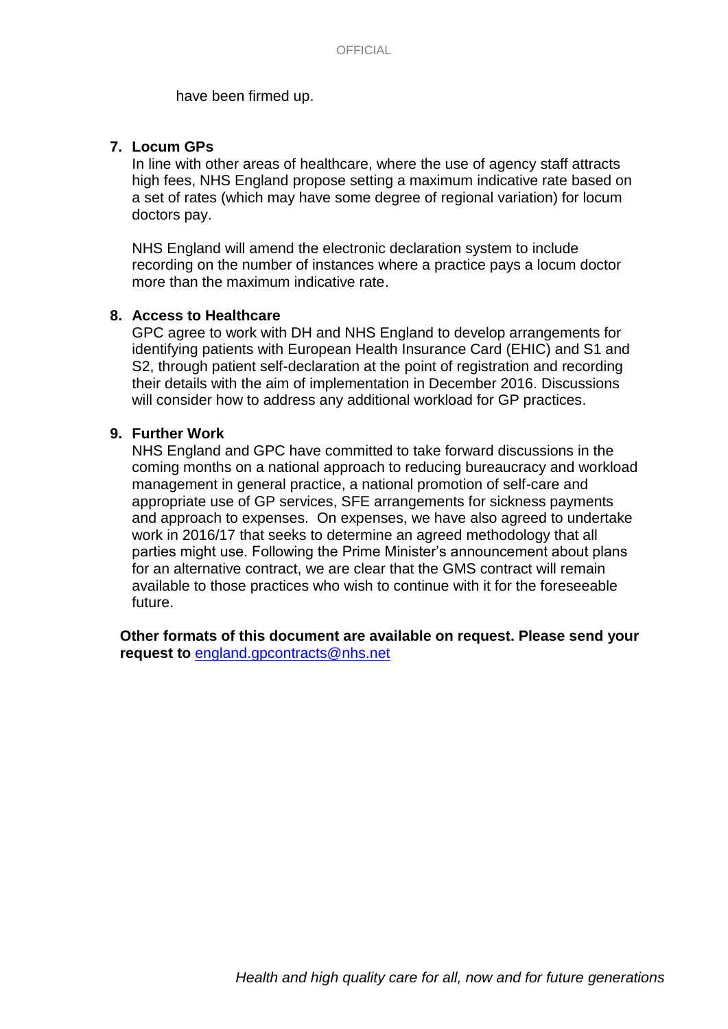have been firmed up.

7. **Locum GPs**

   In line with other areas of healthcare, where the use of agency staff attracts high fees, NHS England propose setting a maximum indicative rate based on a set of rates (which may have some degree of regional variation) for locum doctors pay.

   NHS England will amend the electronic declaration system to include recording on the number of instances where a practice pays a locum doctor more than the maximum indicative rate.

8. **Access to Healthcare**

   GPC agree to work with DH and NHS England to develop arrangements for identifying patients with European Health Insurance Card (EHIC) and S1 and S2, through patient self-declaration at the point of registration and recording their details with the aim of implementation in December 2016. Discussions will consider how to address any additional workload for GP practices.

9. **Further Work**

   NHS England and GPC have committed to take forward discussions in the coming months on a national approach to reducing bureaucracy and workload management in general practice, a national promotion of self-care and appropriate use of GP services, SFE arrangements for sickness payments and approach to expenses. On expenses, we have also agreed to undertake work in 2016/17 that seeks to determine an agreed methodology that all parties might use. Following the Prime Minister's announcement about plans for an alternative contract, we are clear that the GMS contract will remain available to those practices who wish to continue with it for the foreseeable future.

**Other formats of this document are available on request. Please send your request to** [england.gpcontracts@nhs.net](mailto:england.gpcontracts@nhs.net)